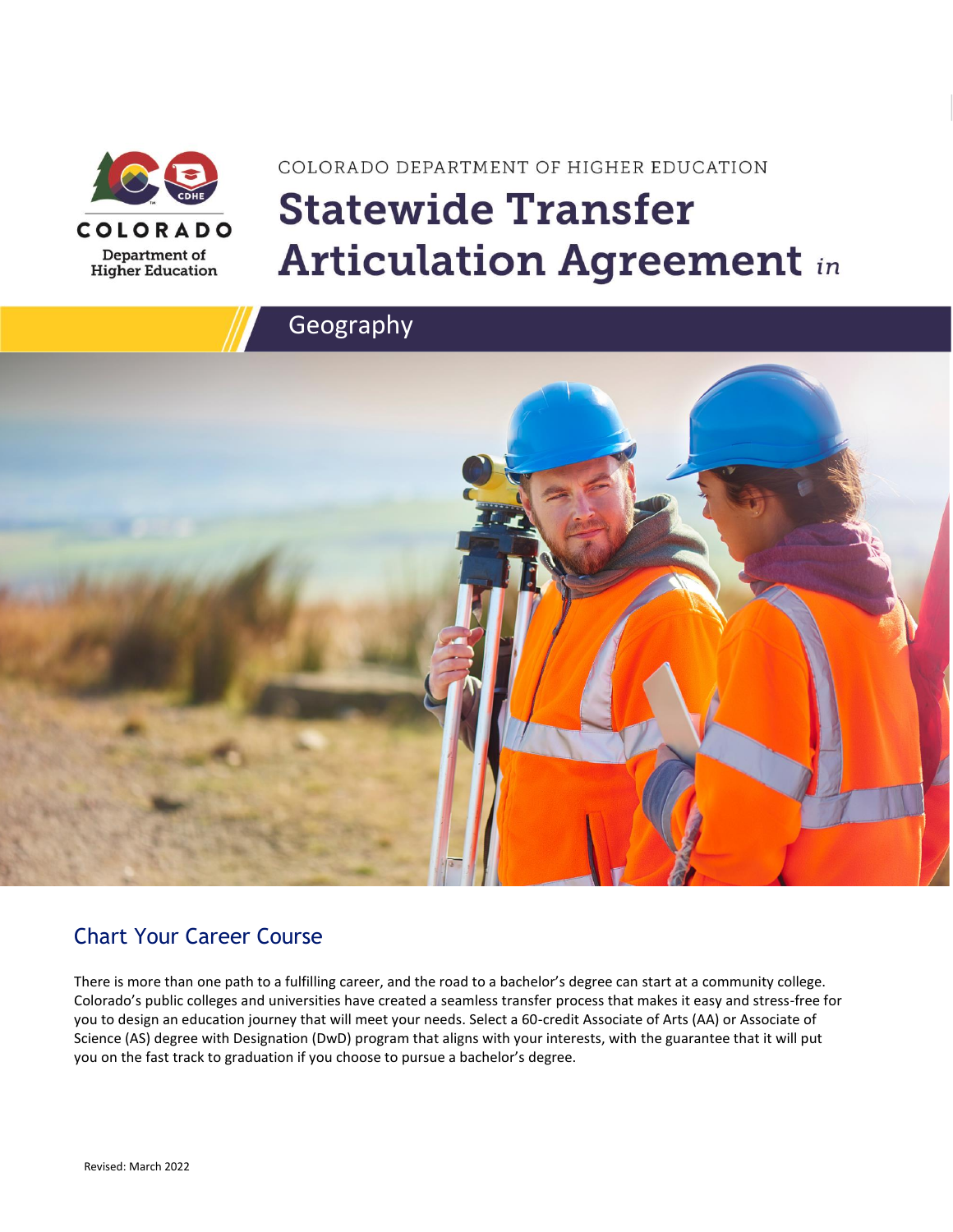COLORADO
Department of
Higher Education

COLORADO DEPARTMENT OF HIGHER EDUCATION

# Statewide Transfer Articulation Agreement *in*

## Geography

## Chart Your Career Course

There is more than one path to a fulfilling career, and the road to a bachelor's degree can start at a community college. Colorado's public colleges and universities have created a seamless transfer process that makes it easy and stress-free for you to design an education journey that will meet your needs. Select a 60-credit Associate of Arts (AA) or Associate of Science (AS) degree with Designation (DwD) program that aligns with your interests, with the guarantee that it will put you on the fast track to graduation if you choose to pursue a bachelor's degree.

Revised: March 2022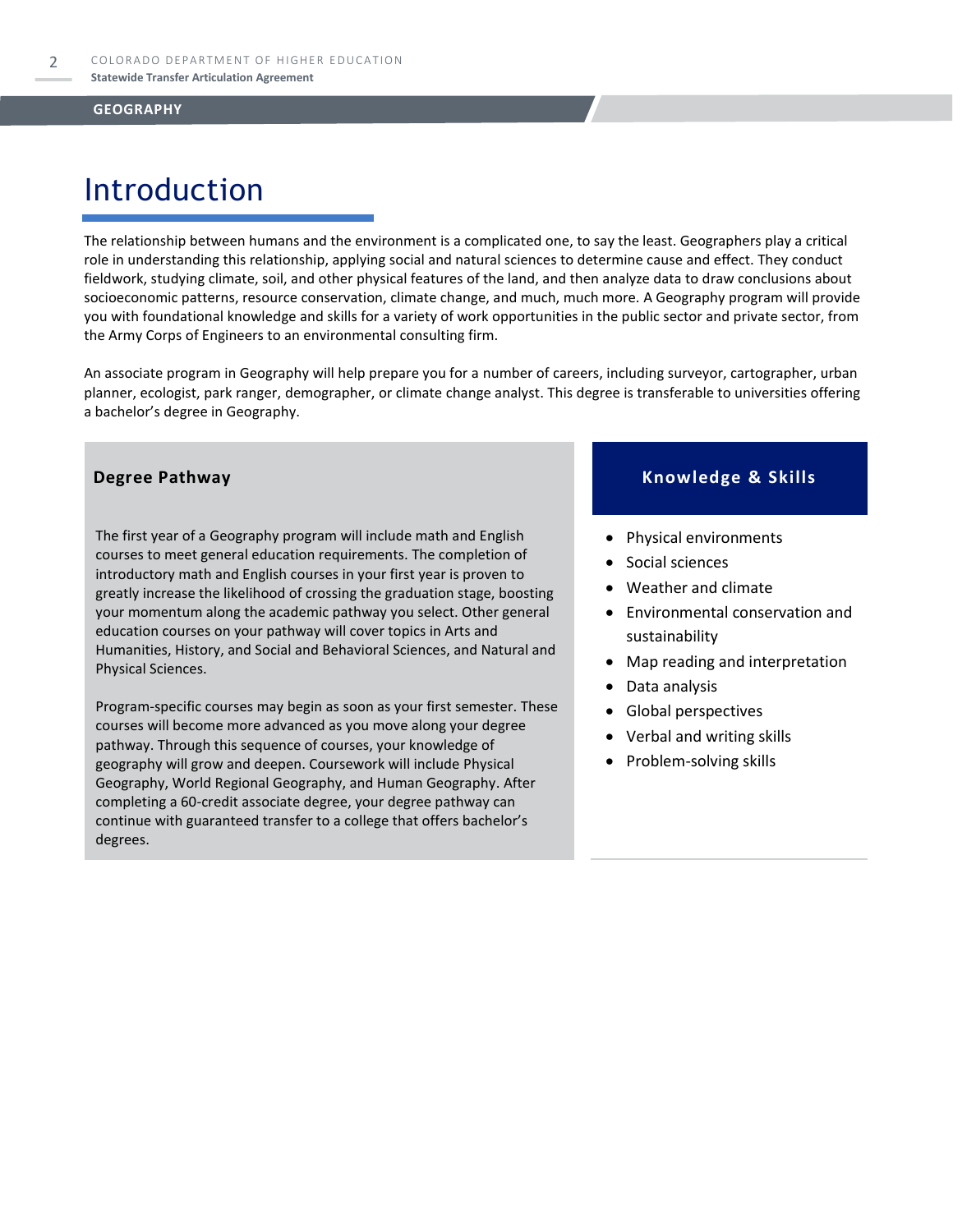## GEOGRAPHY

# Introduction

The relationship between humans and the environment is a complicated one, to say the least. Geographers play a critical role in understanding this relationship, applying social and natural sciences to determine cause and effect. They conduct fieldwork, studying climate, soil, and other physical features of the land, and then analyze data to draw conclusions about socioeconomic patterns, resource conservation, climate change, and much, much more. A Geography program will provide you with foundational knowledge and skills for a variety of work opportunities in the public sector and private sector, from the Army Corps of Engineers to an environmental consulting firm.

An associate program in Geography will help prepare you for a number of careers, including surveyor, cartographer, urban planner, ecologist, park ranger, demographer, or climate change analyst. This degree is transferable to universities offering a bachelor's degree in Geography.

### Degree Pathway

The first year of a Geography program will include math and English courses to meet general education requirements. The completion of introductory math and English courses in your first year is proven to greatly increase the likelihood of crossing the graduation stage, boosting your momentum along the academic pathway you select. Other general education courses on your pathway will cover topics in Arts and Humanities, History, and Social and Behavioral Sciences, and Natural and Physical Sciences.

Program-specific courses may begin as soon as your first semester. These courses will become more advanced as you move along your degree pathway. Through this sequence of courses, your knowledge of geography will grow and deepen. Coursework will include Physical Geography, World Regional Geography, and Human Geography. After completing a 60-credit associate degree, your degree pathway can continue with guaranteed transfer to a college that offers bachelor's degrees.

### Knowledge & Skills

- Physical environments
- Social sciences
- Weather and climate
- Environmental conservation and sustainability
- Map reading and interpretation
- Data analysis
- Global perspectives
- Verbal and writing skills
- Problem-solving skills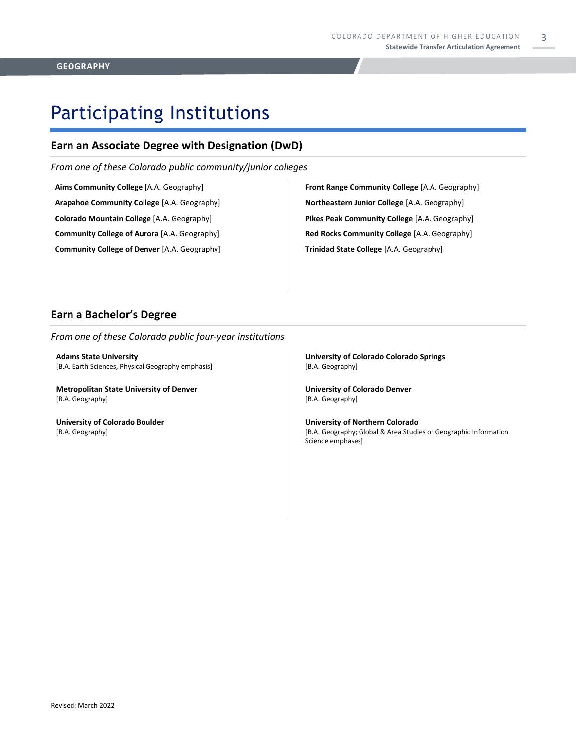# Participating Institutions

## Earn an Associate Degree with Designation (DwD)

*From one of these Colorado public community/junior colleges*

**Aims Community College** [A.A. Geography]

**Arapahoe Community College** [A.A. Geography]

**Colorado Mountain College** [A.A. Geography]

**Community College of Aurora** [A.A. Geography]

**Community College of Denver** [A.A. Geography]

**Front Range Community College** [A.A. Geography]

**Northeastern Junior College** [A.A. Geography]

**Pikes Peak Community College** [A.A. Geography]

**Red Rocks Community College** [A.A. Geography]

**Trinidad State College** [A.A. Geography]

## Earn a Bachelor's Degree

*From one of these Colorado public four-year institutions*

**Adams State University**
[B.A. Earth Sciences, Physical Geography emphasis]

**Metropolitan State University of Denver**
[B.A. Geography]

**University of Colorado Boulder**
[B.A. Geography]

**University of Colorado Colorado Springs**
[B.A. Geography]

**University of Colorado Denver**
[B.A. Geography]

**University of Northern Colorado**
[B.A. Geography; Global & Area Studies or Geographic Information Science emphases]

Revised: March 2022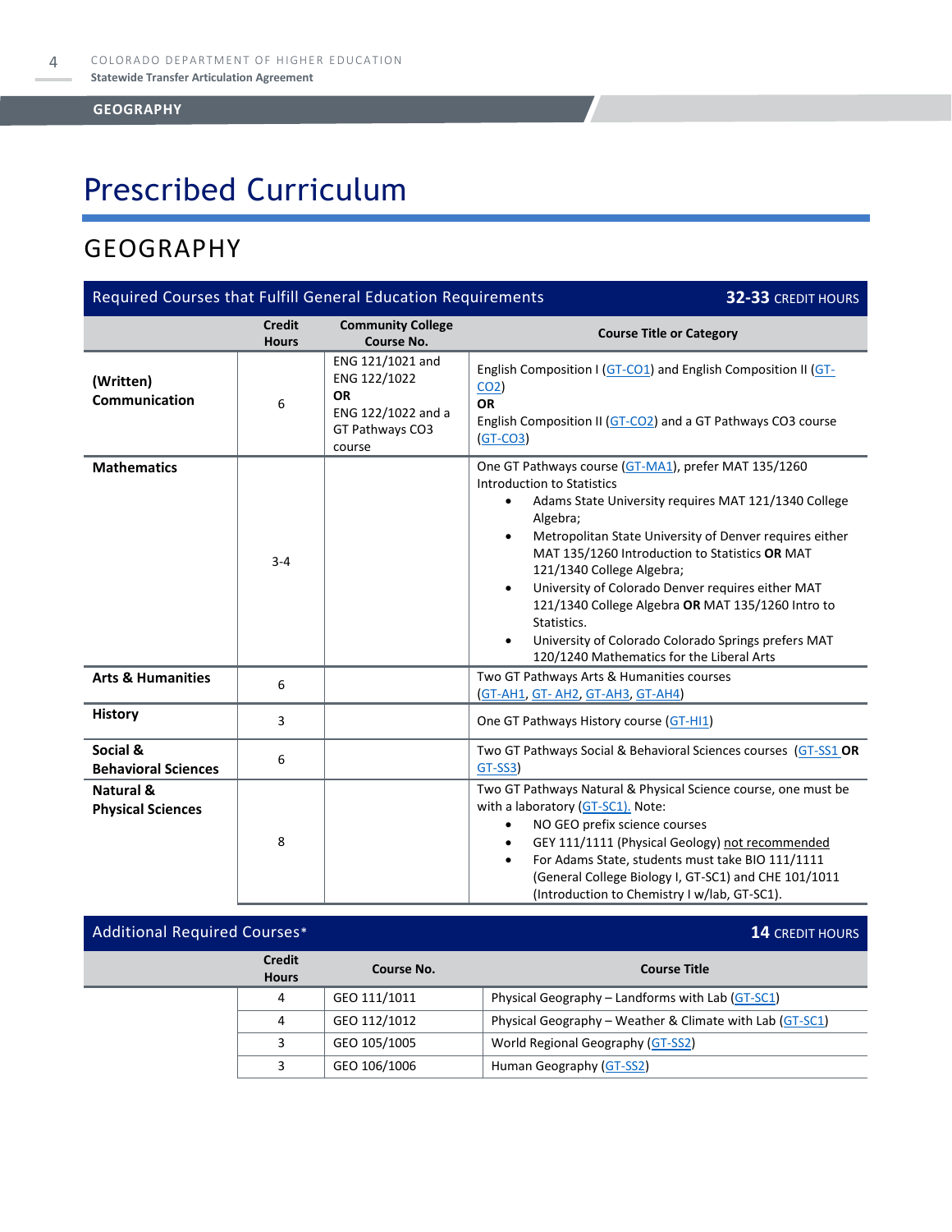GEOGRAPHY

# Prescribed Curriculum

## GEOGRAPHY

| Required Courses that Fulfill General Education Requirements | | | 32-33 CREDIT HOURS |
|---|---|---|---|
| | **Credit Hours** | **Community College Course No.** | **Course Title or Category** |
| **(Written) Communication** | 6 | ENG 121/1021 and ENG 122/1022 **OR** ENG 122/1022 and a GT Pathways CO3 course | English Composition I (GT-CO1) and English Composition II (GT-CO2) **OR** English Composition II (GT-CO2) and a GT Pathways CO3 course (GT-CO3) |
| **Mathematics** | 3-4 | | One GT Pathways course (GT-MA1), prefer MAT 135/1260 Introduction to Statistics<br>• Adams State University requires MAT 121/1340 College Algebra;<br>• Metropolitan State University of Denver requires either MAT 135/1260 Introduction to Statistics **OR** MAT 121/1340 College Algebra;<br>• University of Colorado Denver requires either MAT 121/1340 College Algebra **OR** MAT 135/1260 Intro to Statistics.<br>• University of Colorado Colorado Springs prefers MAT 120/1240 Mathematics for the Liberal Arts |
| **Arts & Humanities** | 6 | | Two GT Pathways Arts & Humanities courses (GT-AH1, GT- AH2, GT-AH3, GT-AH4) |
| **History** | 3 | | One GT Pathways History course (GT-HI1) |
| **Social & Behavioral Sciences** | 6 | | Two GT Pathways Social & Behavioral Sciences courses (GT-SS1 **OR** GT-SS3) |
| **Natural & Physical Sciences** | 8 | | Two GT Pathways Natural & Physical Science course, one must be with a laboratory (GT-SC1). Note:<br>• NO GEO prefix science courses<br>• GEY 111/1111 (Physical Geology) not recommended<br>• For Adams State, students must take BIO 111/1111 (General College Biology I, GT-SC1) and CHE 101/1011 (Introduction to Chemistry I w/lab, GT-SC1). |

| Additional Required Courses* | | | 14 CREDIT HOURS |
|---|---|---|---|
| | **Credit Hours** | **Course No.** | **Course Title** |
| | 4 | GEO 111/1011 | Physical Geography – Landforms with Lab (GT-SC1) |
| | 4 | GEO 112/1012 | Physical Geography – Weather & Climate with Lab (GT-SC1) |
| | 3 | GEO 105/1005 | World Regional Geography (GT-SS2) |
| | 3 | GEO 106/1006 | Human Geography (GT-SS2) |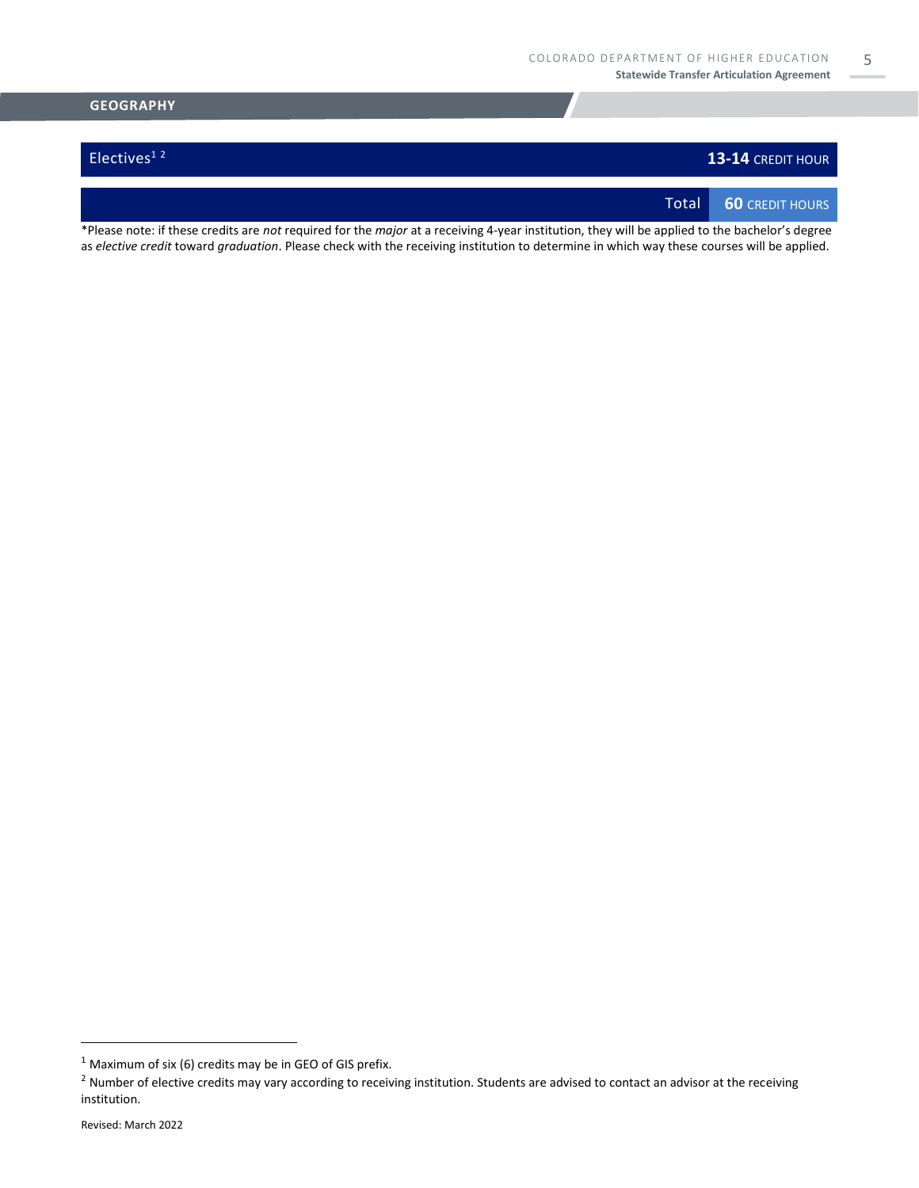## GEOGRAPHY

| Electives[1] [2] | **13-14** CREDIT HOUR |
|---|---|
| Total | **60** CREDIT HOURS |

*Please note: if these credits are *not* required for the *major* at a receiving 4-year institution, they will be applied to the bachelor's degree as *elective credit* toward *graduation*. Please check with the receiving institution to determine in which way these courses will be applied.

[1] Maximum of six (6) credits may be in GEO of GIS prefix.

[2] Number of elective credits may vary according to receiving institution. Students are advised to contact an advisor at the receiving institution.

Revised: March 2022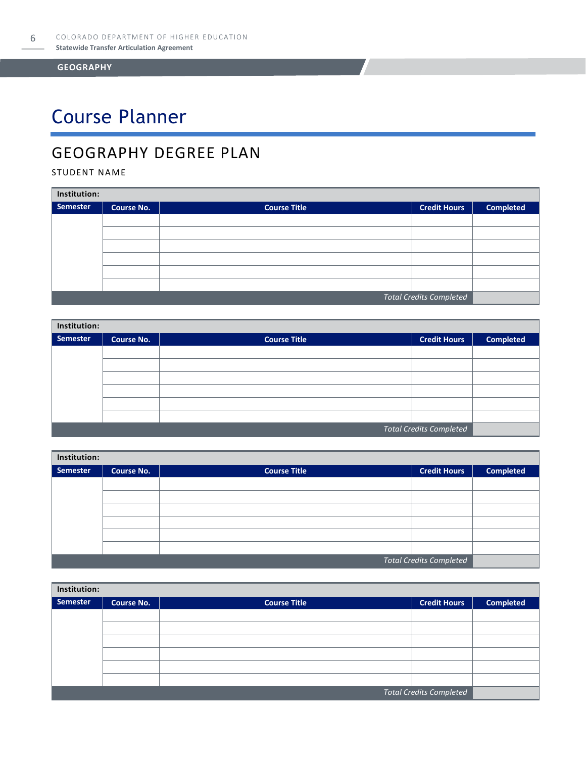GEOGRAPHY

# Course Planner

## GEOGRAPHY DEGREE PLAN

STUDENT NAME

| Institution: | | | | |
|---|---|---|---|---|
| **Semester** | **Course No.** | **Course Title** | **Credit Hours** | **Completed** |
| | | | | |
| | | | | |
| | | | | |
| | | | | |
| | | | | |
| | | | | |
| | | | *Total Credits Completed* | |

| Institution: | | | | |
|---|---|---|---|---|
| **Semester** | **Course No.** | **Course Title** | **Credit Hours** | **Completed** |
| | | | | |
| | | | | |
| | | | | |
| | | | | |
| | | | | |
| | | | | |
| | | | *Total Credits Completed* | |

| Institution: | | | | |
|---|---|---|---|---|
| **Semester** | **Course No.** | **Course Title** | **Credit Hours** | **Completed** |
| | | | | |
| | | | | |
| | | | | |
| | | | | |
| | | | | |
| | | | | |
| | | | *Total Credits Completed* | |

| Institution: | | | | |
|---|---|---|---|---|
| **Semester** | **Course No.** | **Course Title** | **Credit Hours** | **Completed** |
| | | | | |
| | | | | |
| | | | | |
| | | | | |
| | | | | |
| | | | | |
| | | | *Total Credits Completed* | |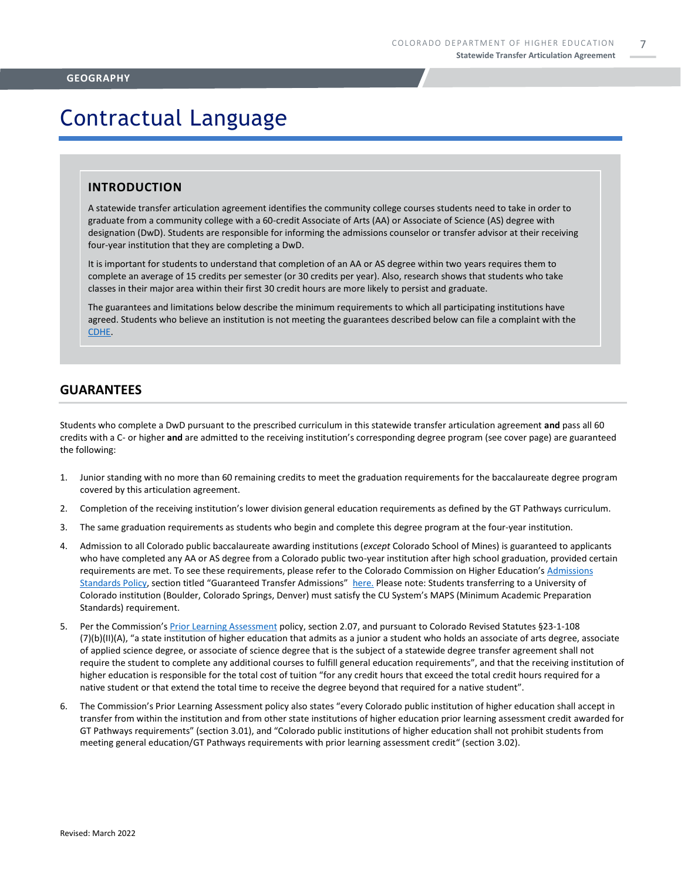GEOGRAPHY

# Contractual Language

## INTRODUCTION

A statewide transfer articulation agreement identifies the community college courses students need to take in order to graduate from a community college with a 60-credit Associate of Arts (AA) or Associate of Science (AS) degree with designation (DwD). Students are responsible for informing the admissions counselor or transfer advisor at their receiving four-year institution that they are completing a DwD.

It is important for students to understand that completion of an AA or AS degree within two years requires them to complete an average of 15 credits per semester (or 30 credits per year). Also, research shows that students who take classes in their major area within their first 30 credit hours are more likely to persist and graduate.

The guarantees and limitations below describe the minimum requirements to which all participating institutions have agreed. Students who believe an institution is not meeting the guarantees described below can file a complaint with the CDHE.

## GUARANTEES

Students who complete a DwD pursuant to the prescribed curriculum in this statewide transfer articulation agreement **and** pass all 60 credits with a C- or higher **and** are admitted to the receiving institution's corresponding degree program (see cover page) are guaranteed the following:

1. Junior standing with no more than 60 remaining credits to meet the graduation requirements for the baccalaureate degree program covered by this articulation agreement.
2. Completion of the receiving institution's lower division general education requirements as defined by the GT Pathways curriculum.
3. The same graduation requirements as students who begin and complete this degree program at the four-year institution.
4. Admission to all Colorado public baccalaureate awarding institutions (*except* Colorado School of Mines) is guaranteed to applicants who have completed any AA or AS degree from a Colorado public two-year institution after high school graduation, provided certain requirements are met. To see these requirements, please refer to the Colorado Commission on Higher Education's Admissions Standards Policy, section titled "Guaranteed Transfer Admissions" here. Please note: Students transferring to a University of Colorado institution (Boulder, Colorado Springs, Denver) must satisfy the CU System's MAPS (Minimum Academic Preparation Standards) requirement.
5. Per the Commission's Prior Learning Assessment policy, section 2.07, and pursuant to Colorado Revised Statutes §23-1-108 (7)(b)(II)(A), "a state institution of higher education that admits as a junior a student who holds an associate of arts degree, associate of applied science degree, or associate of science degree that is the subject of a statewide degree transfer agreement shall not require the student to complete any additional courses to fulfill general education requirements", and that the receiving institution of higher education is responsible for the total cost of tuition "for any credit hours that exceed the total credit hours required for a native student or that extend the total time to receive the degree beyond that required for a native student".
6. The Commission's Prior Learning Assessment policy also states "every Colorado public institution of higher education shall accept in transfer from within the institution and from other state institutions of higher education prior learning assessment credit awarded for GT Pathways requirements" (section 3.01), and "Colorado public institutions of higher education shall not prohibit students from meeting general education/GT Pathways requirements with prior learning assessment credit" (section 3.02).

Revised: March 2022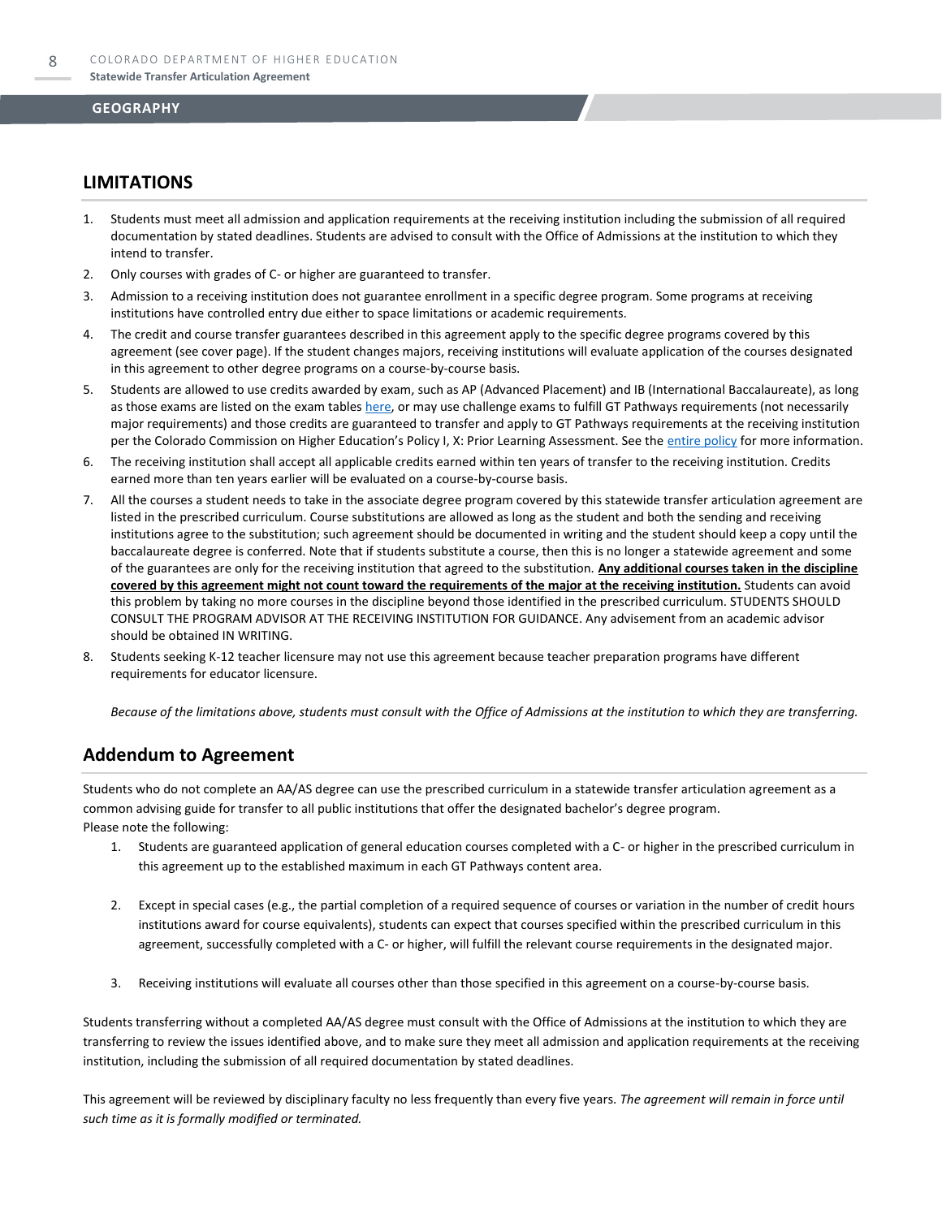## LIMITATIONS

1. Students must meet all admission and application requirements at the receiving institution including the submission of all required documentation by stated deadlines. Students are advised to consult with the Office of Admissions at the institution to which they intend to transfer.
2. Only courses with grades of C- or higher are guaranteed to transfer.
3. Admission to a receiving institution does not guarantee enrollment in a specific degree program. Some programs at receiving institutions have controlled entry due either to space limitations or academic requirements.
4. The credit and course transfer guarantees described in this agreement apply to the specific degree programs covered by this agreement (see cover page). If the student changes majors, receiving institutions will evaluate application of the courses designated in this agreement to other degree programs on a course-by-course basis.
5. Students are allowed to use credits awarded by exam, such as AP (Advanced Placement) and IB (International Baccalaureate), as long as those exams are listed on the exam tables here, or may use challenge exams to fulfill GT Pathways requirements (not necessarily major requirements) and those credits are guaranteed to transfer and apply to GT Pathways requirements at the receiving institution per the Colorado Commission on Higher Education's Policy I, X: Prior Learning Assessment. See the entire policy for more information.
6. The receiving institution shall accept all applicable credits earned within ten years of transfer to the receiving institution. Credits earned more than ten years earlier will be evaluated on a course-by-course basis.
7. All the courses a student needs to take in the associate degree program covered by this statewide transfer articulation agreement are listed in the prescribed curriculum. Course substitutions are allowed as long as the student and both the sending and receiving institutions agree to the substitution; such agreement should be documented in writing and the student should keep a copy until the baccalaureate degree is conferred. Note that if students substitute a course, then this is no longer a statewide agreement and some of the guarantees are only for the receiving institution that agreed to the substitution. **Any additional courses taken in the discipline covered by this agreement might not count toward the requirements of the major at the receiving institution.** Students can avoid this problem by taking no more courses in the discipline beyond those identified in the prescribed curriculum. STUDENTS SHOULD CONSULT THE PROGRAM ADVISOR AT THE RECEIVING INSTITUTION FOR GUIDANCE. Any advisement from an academic advisor should be obtained IN WRITING.
8. Students seeking K-12 teacher licensure may not use this agreement because teacher preparation programs have different requirements for educator licensure.

*Because of the limitations above, students must consult with the Office of Admissions at the institution to which they are transferring.*

## Addendum to Agreement

Students who do not complete an AA/AS degree can use the prescribed curriculum in a statewide transfer articulation agreement as a common advising guide for transfer to all public institutions that offer the designated bachelor's degree program.
Please note the following:

1. Students are guaranteed application of general education courses completed with a C- or higher in the prescribed curriculum in this agreement up to the established maximum in each GT Pathways content area.

2. Except in special cases (e.g., the partial completion of a required sequence of courses or variation in the number of credit hours institutions award for course equivalents), students can expect that courses specified within the prescribed curriculum in this agreement, successfully completed with a C- or higher, will fulfill the relevant course requirements in the designated major.

3. Receiving institutions will evaluate all courses other than those specified in this agreement on a course-by-course basis.

Students transferring without a completed AA/AS degree must consult with the Office of Admissions at the institution to which they are transferring to review the issues identified above, and to make sure they meet all admission and application requirements at the receiving institution, including the submission of all required documentation by stated deadlines.

This agreement will be reviewed by disciplinary faculty no less frequently than every five years. *The agreement will remain in force until such time as it is formally modified or terminated.*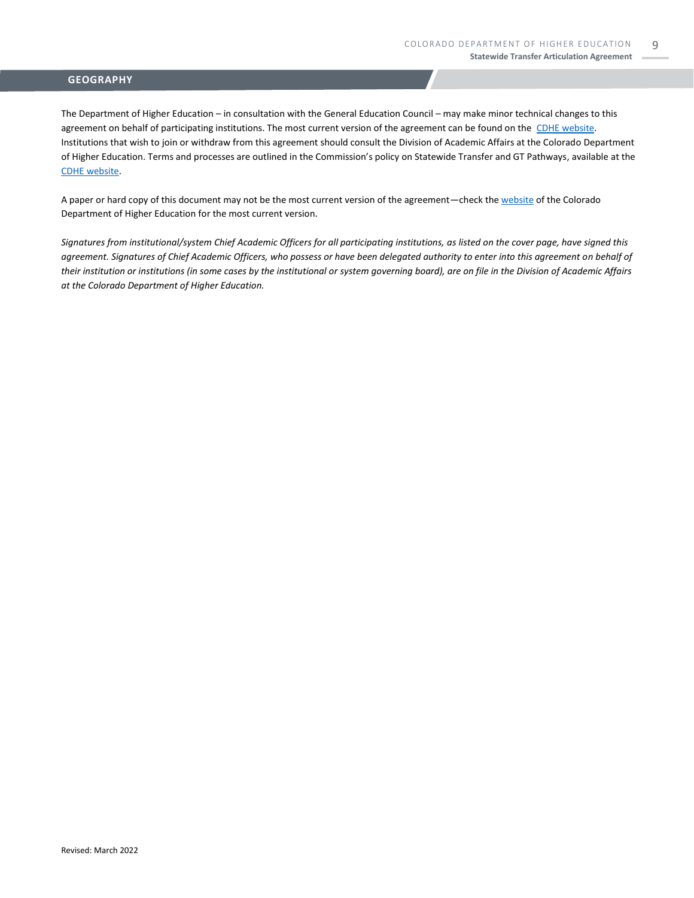## GEOGRAPHY

The Department of Higher Education – in consultation with the General Education Council – may make minor technical changes to this agreement on behalf of participating institutions. The most current version of the agreement can be found on the CDHE website. Institutions that wish to join or withdraw from this agreement should consult the Division of Academic Affairs at the Colorado Department of Higher Education. Terms and processes are outlined in the Commission's policy on Statewide Transfer and GT Pathways, available at the CDHE website.

A paper or hard copy of this document may not be the most current version of the agreement—check the website of the Colorado Department of Higher Education for the most current version.

*Signatures from institutional/system Chief Academic Officers for all participating institutions, as listed on the cover page, have signed this agreement. Signatures of Chief Academic Officers, who possess or have been delegated authority to enter into this agreement on behalf of their institution or institutions (in some cases by the institutional or system governing board), are on file in the Division of Academic Affairs at the Colorado Department of Higher Education.*

Revised: March 2022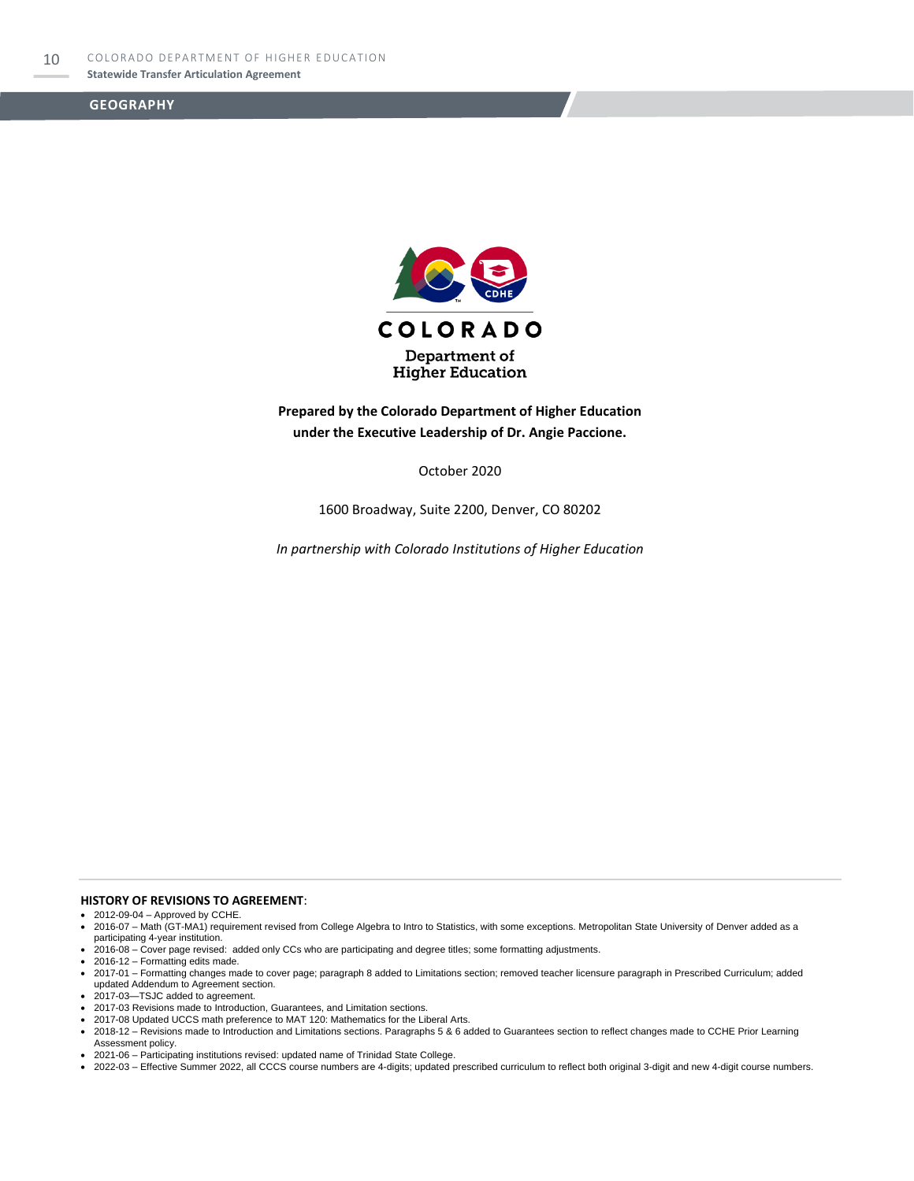COLORADO

Department of Higher Education

**Prepared by the Colorado Department of Higher Education under the Executive Leadership of Dr. Angie Paccione.**

October 2020

1600 Broadway, Suite 2200, Denver, CO 80202

*In partnership with Colorado Institutions of Higher Education*

**HISTORY OF REVISIONS TO AGREEMENT**:

- 2012-09-04 – Approved by CCHE.
- 2016-07 – Math (GT-MA1) requirement revised from College Algebra to Intro to Statistics, with some exceptions. Metropolitan State University of Denver added as a participating 4-year institution.
- 2016-08 – Cover page revised: added only CCs who are participating and degree titles; some formatting adjustments.
- 2016-12 – Formatting edits made.
- 2017-01 – Formatting changes made to cover page; paragraph 8 added to Limitations section; removed teacher licensure paragraph in Prescribed Curriculum; added updated Addendum to Agreement section.
- 2017-03—TSJC added to agreement.
- 2017-03 Revisions made to Introduction, Guarantees, and Limitation sections.
- 2017-08 Updated UCCS math preference to MAT 120: Mathematics for the Liberal Arts.
- 2018-12 – Revisions made to Introduction and Limitations sections. Paragraphs 5 & 6 added to Guarantees section to reflect changes made to CCHE Prior Learning Assessment policy.
- 2021-06 – Participating institutions revised: updated name of Trinidad State College.
- 2022-03 – Effective Summer 2022, all CCCS course numbers are 4-digits; updated prescribed curriculum to reflect both original 3-digit and new 4-digit course numbers.